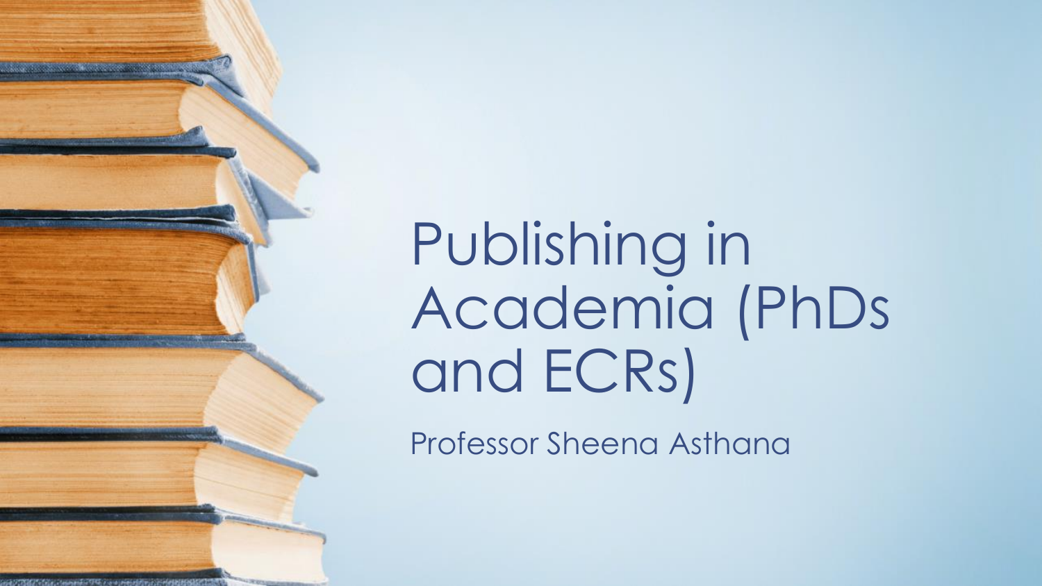# Publishing in Academia (PhDs and ECRs)

Professor Sheena Asthana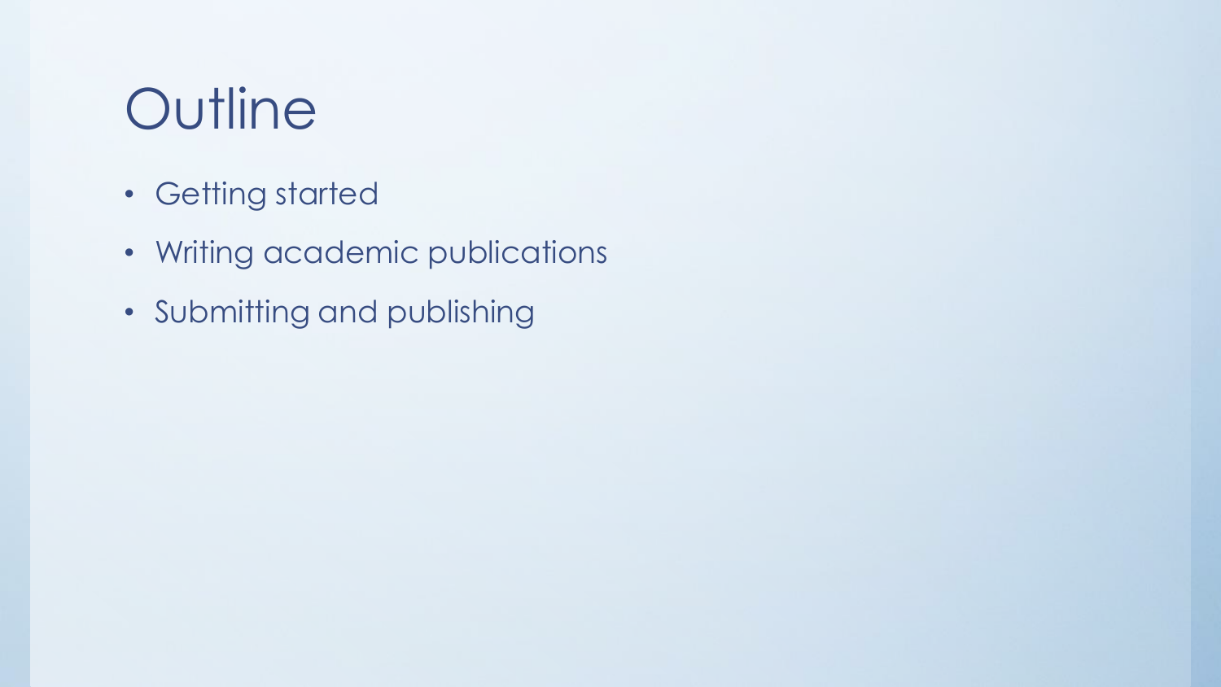# Outline

- Getting started
- Writing academic publications
- Submitting and publishing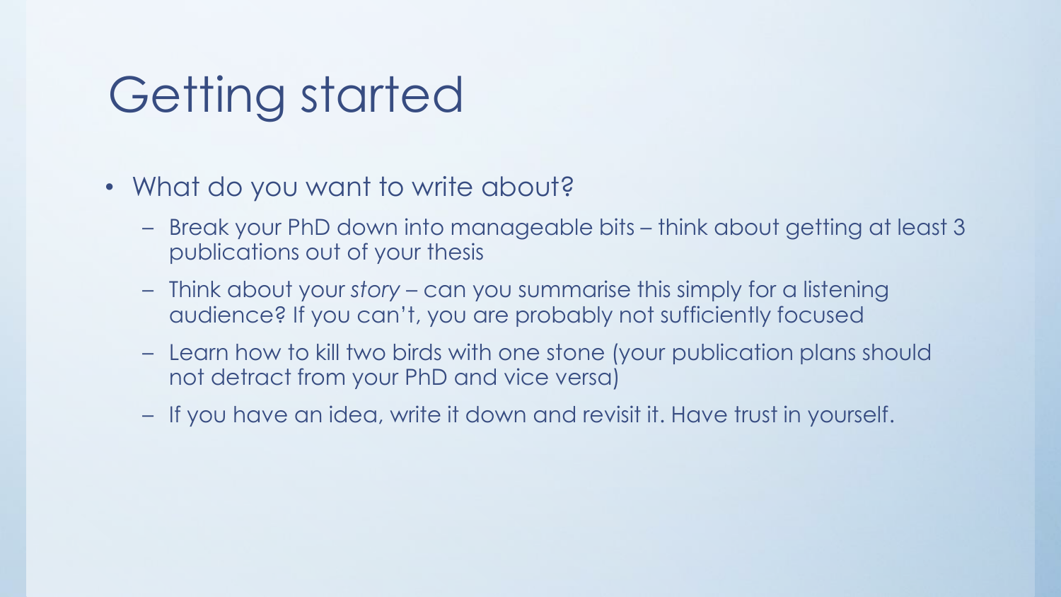# Getting started

- What do you want to write about?
  - Break your PhD down into manageable bits – think about getting at least 3 publications out of your thesis
  - Think about your *story* – can you summarise this simply for a listening audience? If you can't, you are probably not sufficiently focused
  - Learn how to kill two birds with one stone (your publication plans should not detract from your PhD and vice versa)
  - If you have an idea, write it down and revisit it. Have trust in yourself.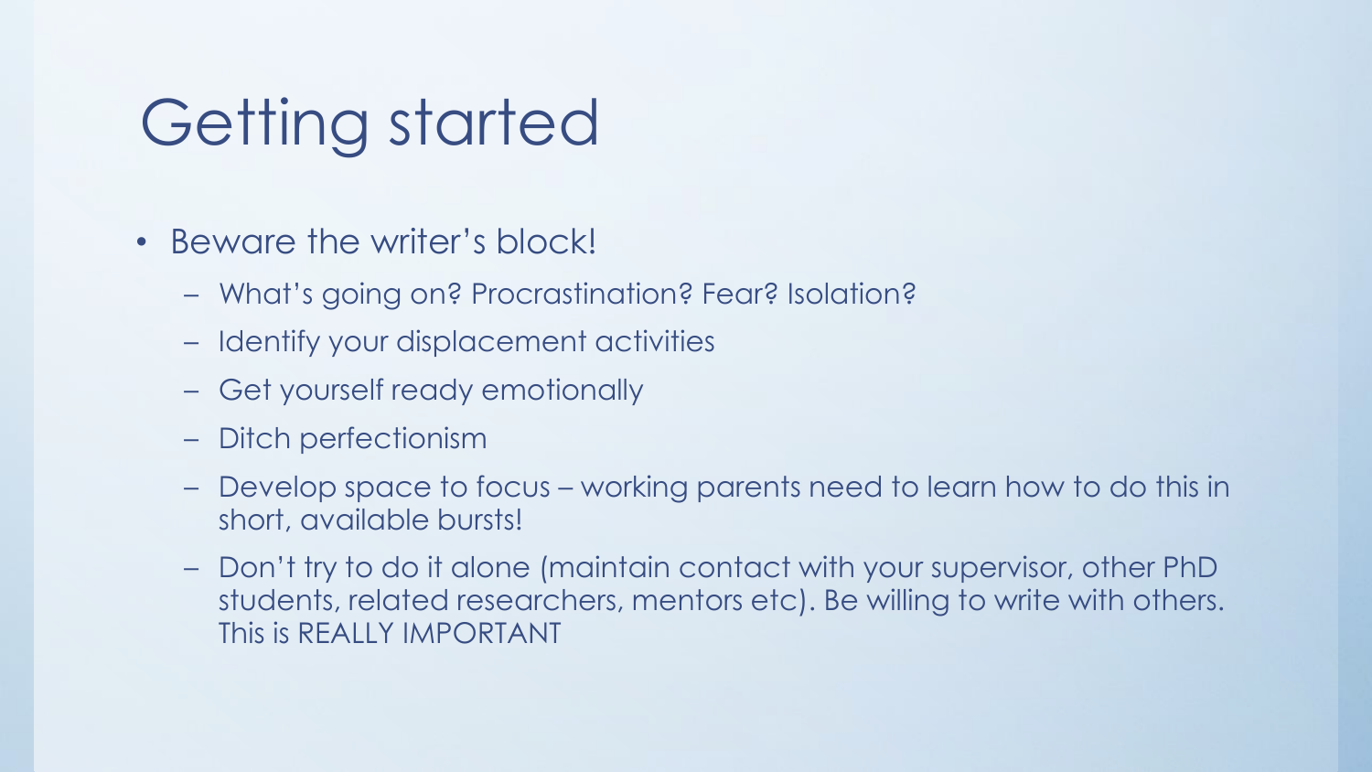# Getting started

- Beware the writer's block!
  - What's going on? Procrastination? Fear? Isolation?
  - Identify your displacement activities
  - Get yourself ready emotionally
  - Ditch perfectionism
  - Develop space to focus – working parents need to learn how to do this in short, available bursts!
  - Don't try to do it alone (maintain contact with your supervisor, other PhD students, related researchers, mentors etc). Be willing to write with others. This is REALLY IMPORTANT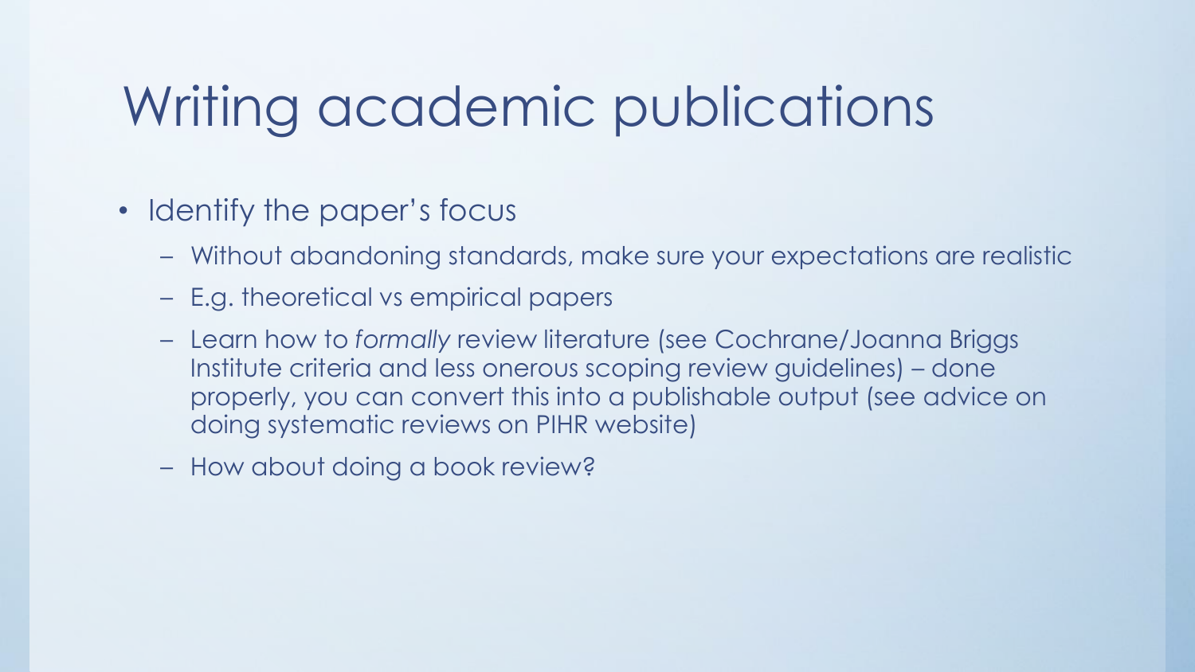# Writing academic publications

- Identify the paper's focus
  - Without abandoning standards, make sure your expectations are realistic
  - E.g. theoretical vs empirical papers
  - Learn how to *formally* review literature (see Cochrane/Joanna Briggs Institute criteria and less onerous scoping review guidelines) – done properly, you can convert this into a publishable output (see advice on doing systematic reviews on PIHR website)
  - How about doing a book review?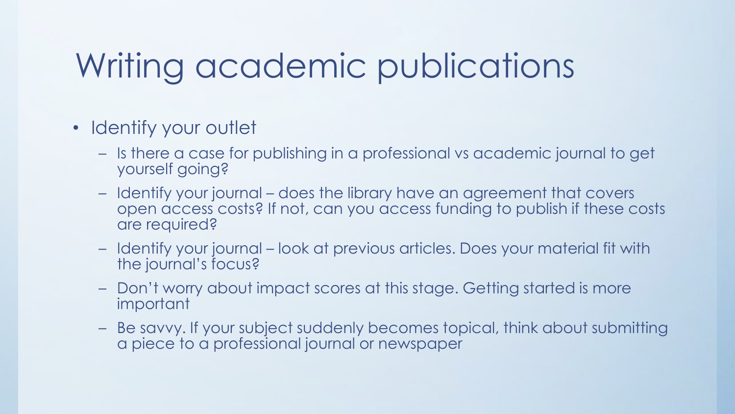# Writing academic publications

- Identify your outlet
  - Is there a case for publishing in a professional vs academic journal to get yourself going?
  - Identify your journal – does the library have an agreement that covers open access costs? If not, can you access funding to publish if these costs are required?
  - Identify your journal – look at previous articles. Does your material fit with the journal's focus?
  - Don't worry about impact scores at this stage. Getting started is more important
  - Be savvy. If your subject suddenly becomes topical, think about submitting a piece to a professional journal or newspaper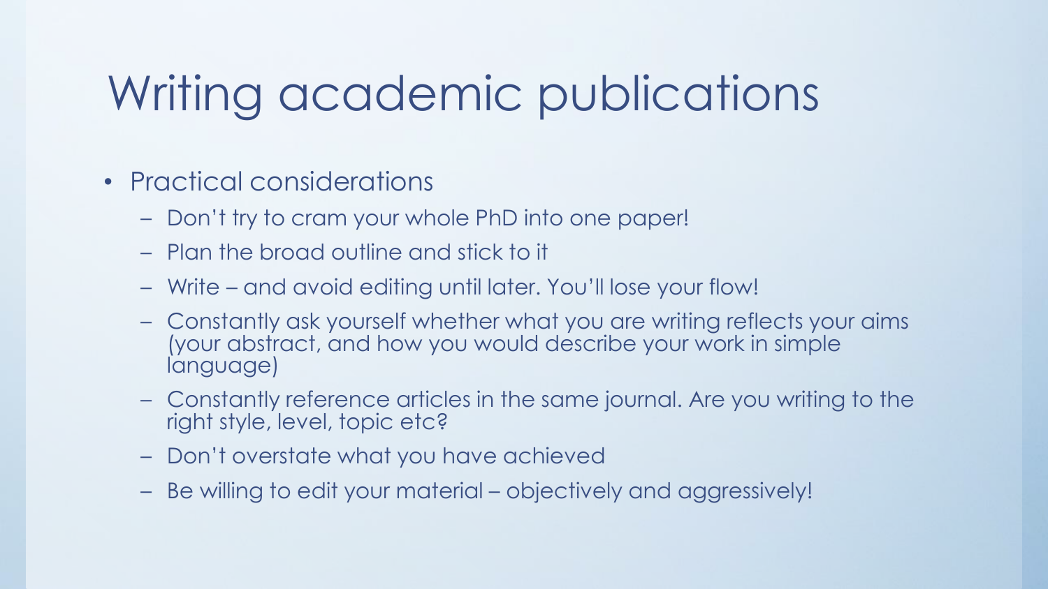# Writing academic publications

- Practical considerations
  - Don't try to cram your whole PhD into one paper!
  - Plan the broad outline and stick to it
  - Write – and avoid editing until later. You'll lose your flow!
  - Constantly ask yourself whether what you are writing reflects your aims (your abstract, and how you would describe your work in simple language)
  - Constantly reference articles in the same journal. Are you writing to the right style, level, topic etc?
  - Don't overstate what you have achieved
  - Be willing to edit your material – objectively and aggressively!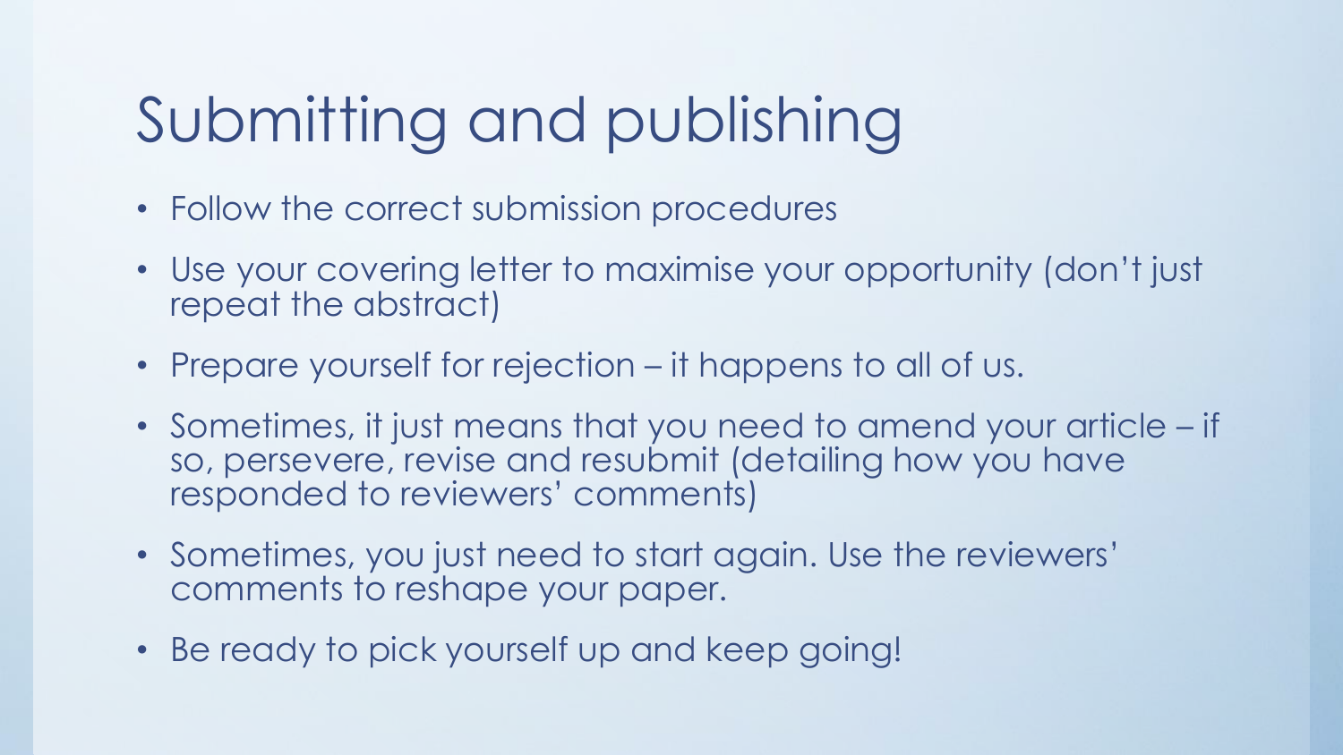# Submitting and publishing

- Follow the correct submission procedures
- Use your covering letter to maximise your opportunity (don't just repeat the abstract)
- Prepare yourself for rejection – it happens to all of us.
- Sometimes, it just means that you need to amend your article – if so, persevere, revise and resubmit (detailing how you have responded to reviewers' comments)
- Sometimes, you just need to start again. Use the reviewers' comments to reshape your paper.
- Be ready to pick yourself up and keep going!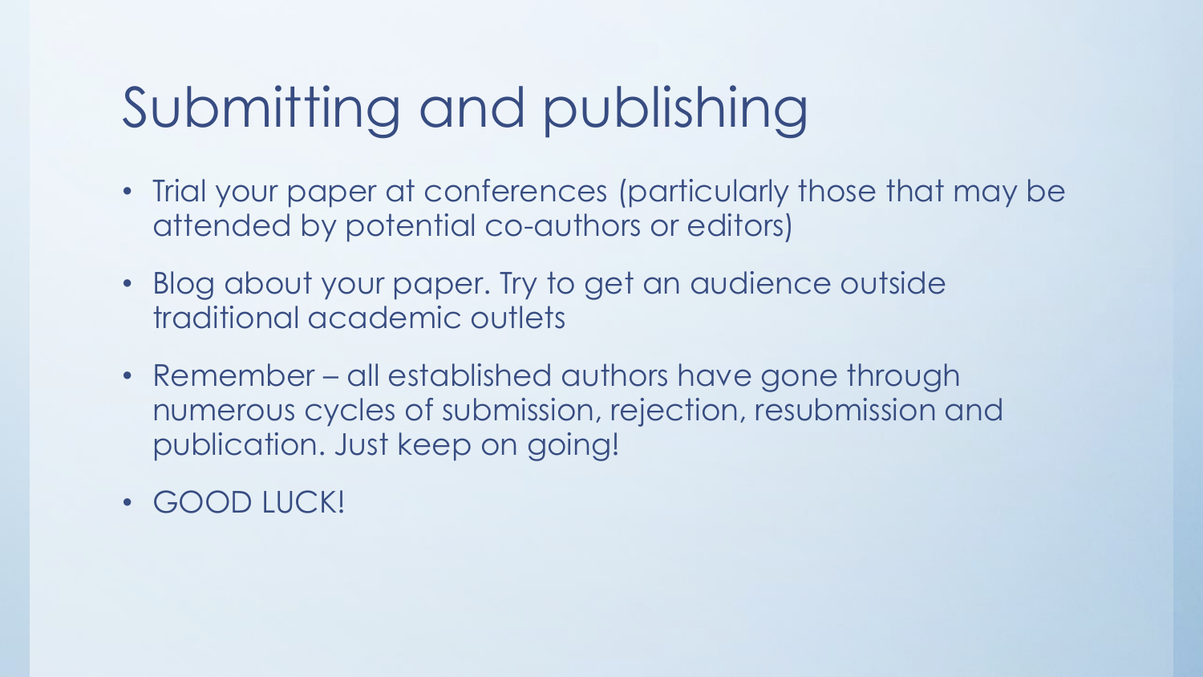# Submitting and publishing

- Trial your paper at conferences (particularly those that may be attended by potential co-authors or editors)
- Blog about your paper. Try to get an audience outside traditional academic outlets
- Remember – all established authors have gone through numerous cycles of submission, rejection, resubmission and publication. Just keep on going!
- GOOD LUCK!